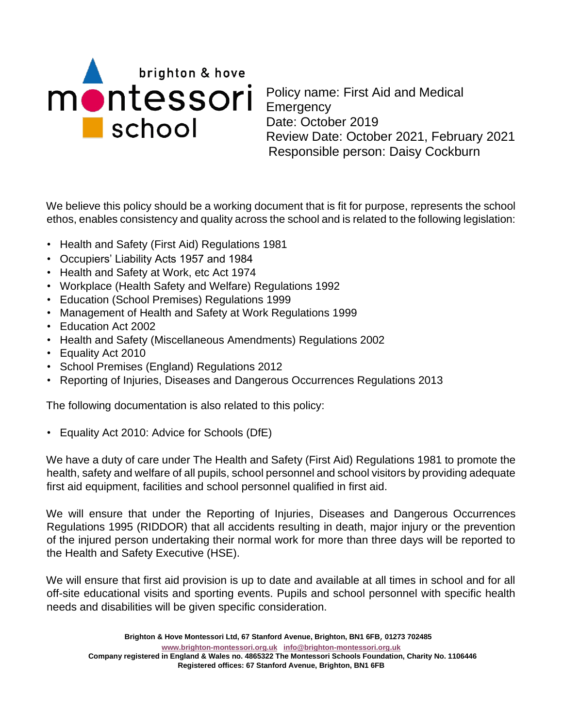brighton & hove montessori school

Policy name: First Aid and Medical Emergency
Date: October 2019
Review Date: October 2021, February 2021
Responsible person: Daisy Cockburn

We believe this policy should be a working document that is fit for purpose, represents the school ethos, enables consistency and quality across the school and is related to the following legislation:

- Health and Safety (First Aid) Regulations 1981
- Occupiers' Liability Acts 1957 and 1984
- Health and Safety at Work, etc Act 1974
- Workplace (Health Safety and Welfare) Regulations 1992
- Education (School Premises) Regulations 1999
- Management of Health and Safety at Work Regulations 1999
- Education Act 2002
- Health and Safety (Miscellaneous Amendments) Regulations 2002
- Equality Act 2010
- School Premises (England) Regulations 2012
- Reporting of Injuries, Diseases and Dangerous Occurrences Regulations 2013

The following documentation is also related to this policy:

- Equality Act 2010: Advice for Schools (DfE)

We have a duty of care under The Health and Safety (First Aid) Regulations 1981 to promote the health, safety and welfare of all pupils, school personnel and school visitors by providing adequate first aid equipment, facilities and school personnel qualified in first aid.

We will ensure that under the Reporting of Injuries, Diseases and Dangerous Occurrences Regulations 1995 (RIDDOR) that all accidents resulting in death, major injury or the prevention of the injured person undertaking their normal work for more than three days will be reported to the Health and Safety Executive (HSE).

We will ensure that first aid provision is up to date and available at all times in school and for all off-site educational visits and sporting events. Pupils and school personnel with specific health needs and disabilities will be given specific consideration.

**Brighton & Hove Montessori Ltd, 67 Stanford Avenue, Brighton, BN1 6FB, 01273 702485**
**www.brighton-montessori.org.uk info@brighton-montessori.org.uk**
**Company registered in England & Wales no. 4865322 The Montessori Schools Foundation, Charity No. 1106446**
**Registered offices: 67 Stanford Avenue, Brighton, BN1 6FB**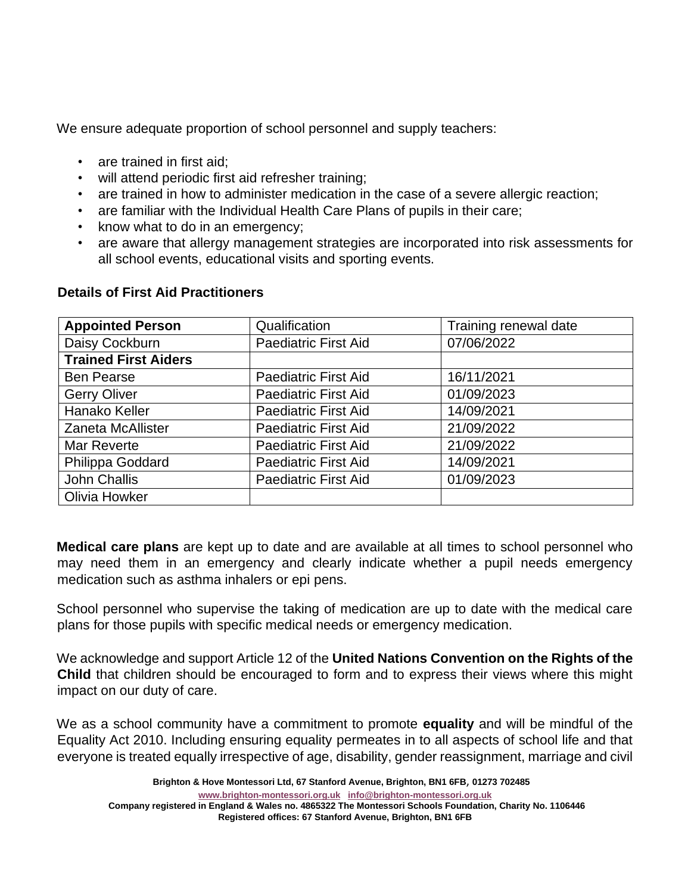We ensure adequate proportion of school personnel and supply teachers:

- are trained in first aid;
- will attend periodic first aid refresher training;
- are trained in how to administer medication in the case of a severe allergic reaction;
- are familiar with the Individual Health Care Plans of pupils in their care;
- know what to do in an emergency;
- are aware that allergy management strategies are incorporated into risk assessments for all school events, educational visits and sporting events.

**Details of First Aid Practitioners**

| **Appointed Person** | Qualification | Training renewal date |
|---|---|---|
| Daisy Cockburn | Paediatric First Aid | 07/06/2022 |
| **Trained First Aiders** | | |
| Ben Pearse | Paediatric First Aid | 16/11/2021 |
| Gerry Oliver | Paediatric First Aid | 01/09/2023 |
| Hanako Keller | Paediatric First Aid | 14/09/2021 |
| Zaneta McAllister | Paediatric First Aid | 21/09/2022 |
| Mar Reverte | Paediatric First Aid | 21/09/2022 |
| Philippa Goddard | Paediatric First Aid | 14/09/2021 |
| John Challis | Paediatric First Aid | 01/09/2023 |
| Olivia Howker | | |

**Medical care plans** are kept up to date and are available at all times to school personnel who may need them in an emergency and clearly indicate whether a pupil needs emergency medication such as asthma inhalers or epi pens.

School personnel who supervise the taking of medication are up to date with the medical care plans for those pupils with specific medical needs or emergency medication.

We acknowledge and support Article 12 of the **United Nations Convention on the Rights of the Child** that children should be encouraged to form and to express their views where this might impact on our duty of care.

We as a school community have a commitment to promote **equality** and will be mindful of the Equality Act 2010. Including ensuring equality permeates in to all aspects of school life and that everyone is treated equally irrespective of age, disability, gender reassignment, marriage and civil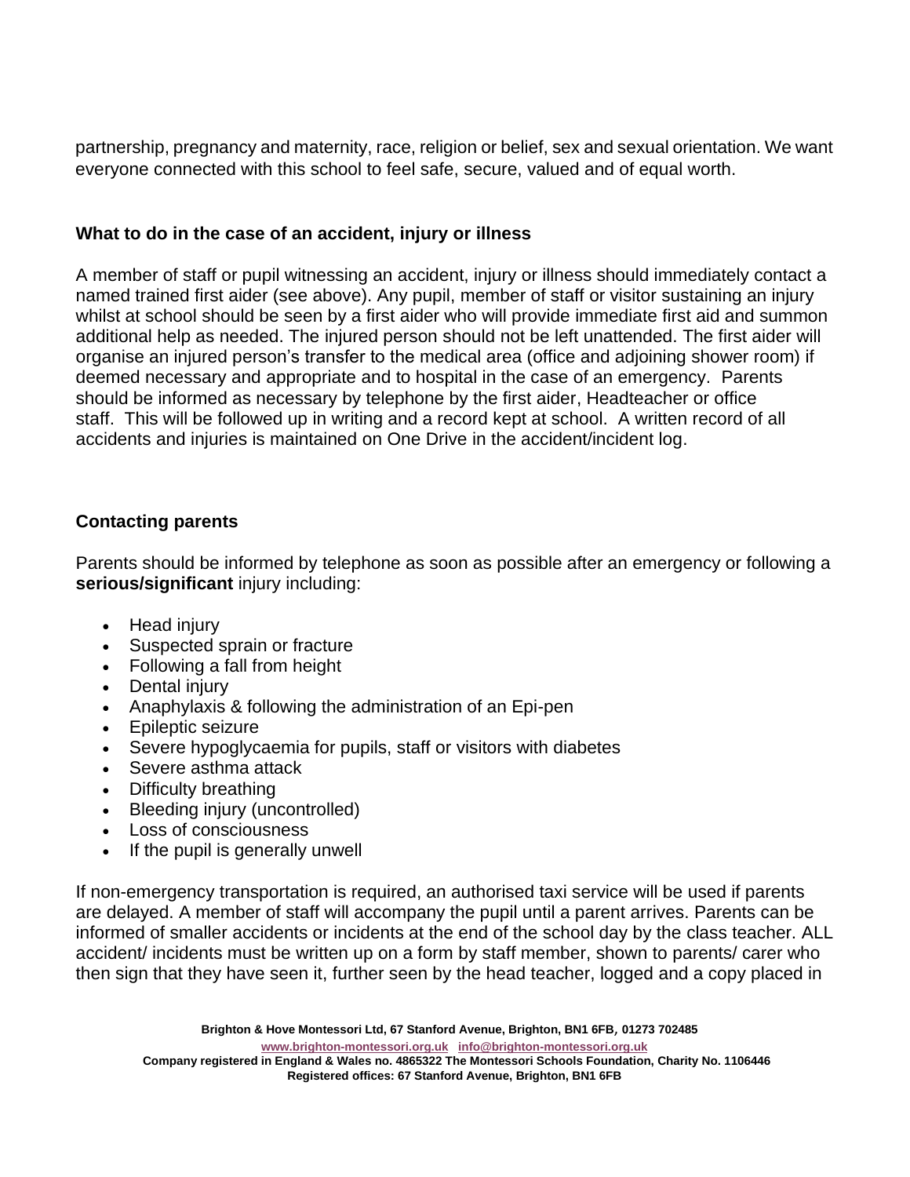partnership, pregnancy and maternity, race, religion or belief, sex and sexual orientation. We want everyone connected with this school to feel safe, secure, valued and of equal worth.

**What to do in the case of an accident, injury or illness**

A member of staff or pupil witnessing an accident, injury or illness should immediately contact a named trained first aider (see above). Any pupil, member of staff or visitor sustaining an injury whilst at school should be seen by a first aider who will provide immediate first aid and summon additional help as needed. The injured person should not be left unattended. The first aider will organise an injured person's transfer to the medical area (office and adjoining shower room) if deemed necessary and appropriate and to hospital in the case of an emergency. Parents should be informed as necessary by telephone by the first aider, Headteacher or office staff. This will be followed up in writing and a record kept at school. A written record of all accidents and injuries is maintained on One Drive in the accident/incident log.

**Contacting parents**

Parents should be informed by telephone as soon as possible after an emergency or following a **serious/significant** injury including:

- Head injury
- Suspected sprain or fracture
- Following a fall from height
- Dental injury
- Anaphylaxis & following the administration of an Epi-pen
- Epileptic seizure
- Severe hypoglycaemia for pupils, staff or visitors with diabetes
- Severe asthma attack
- Difficulty breathing
- Bleeding injury (uncontrolled)
- Loss of consciousness
- If the pupil is generally unwell

If non-emergency transportation is required, an authorised taxi service will be used if parents are delayed. A member of staff will accompany the pupil until a parent arrives. Parents can be informed of smaller accidents or incidents at the end of the school day by the class teacher. ALL accident/ incidents must be written up on a form by staff member, shown to parents/ carer who then sign that they have seen it, further seen by the head teacher, logged and a copy placed in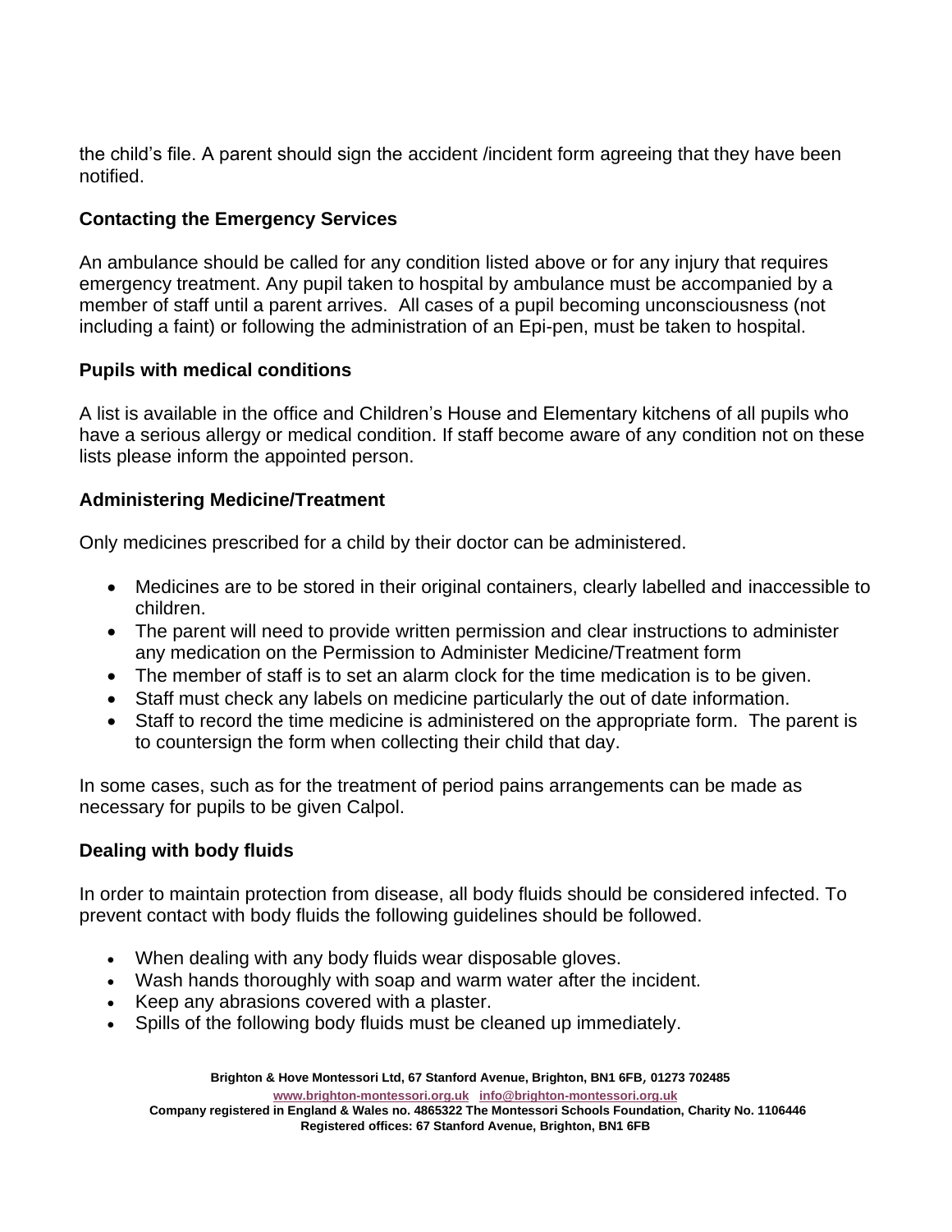the child's file. A parent should sign the accident /incident form agreeing that they have been notified.

## Contacting the Emergency Services

An ambulance should be called for any condition listed above or for any injury that requires emergency treatment. Any pupil taken to hospital by ambulance must be accompanied by a member of staff until a parent arrives. All cases of a pupil becoming unconsciousness (not including a faint) or following the administration of an Epi-pen, must be taken to hospital.

## Pupils with medical conditions

A list is available in the office and Children's House and Elementary kitchens of all pupils who have a serious allergy or medical condition. If staff become aware of any condition not on these lists please inform the appointed person.

## Administering Medicine/Treatment

Only medicines prescribed for a child by their doctor can be administered.

- Medicines are to be stored in their original containers, clearly labelled and inaccessible to children.
- The parent will need to provide written permission and clear instructions to administer any medication on the Permission to Administer Medicine/Treatment form
- The member of staff is to set an alarm clock for the time medication is to be given.
- Staff must check any labels on medicine particularly the out of date information.
- Staff to record the time medicine is administered on the appropriate form. The parent is to countersign the form when collecting their child that day.

In some cases, such as for the treatment of period pains arrangements can be made as necessary for pupils to be given Calpol.

## Dealing with body fluids

In order to maintain protection from disease, all body fluids should be considered infected. To prevent contact with body fluids the following guidelines should be followed.

- When dealing with any body fluids wear disposable gloves.
- Wash hands thoroughly with soap and warm water after the incident.
- Keep any abrasions covered with a plaster.
- Spills of the following body fluids must be cleaned up immediately.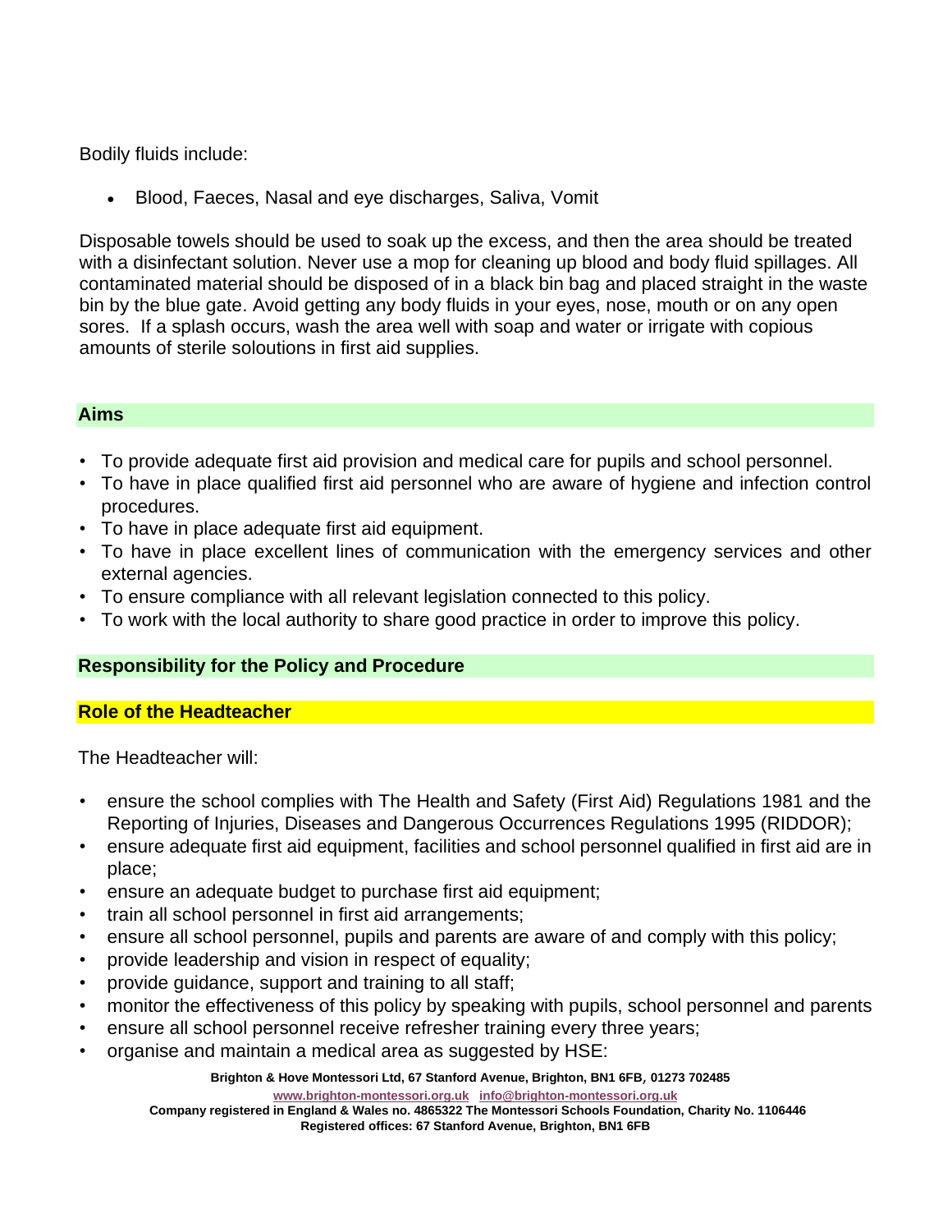Bodily fluids include:

- Blood, Faeces, Nasal and eye discharges, Saliva, Vomit

Disposable towels should be used to soak up the excess, and then the area should be treated with a disinfectant solution. Never use a mop for cleaning up blood and body fluid spillages. All contaminated material should be disposed of in a black bin bag and placed straight in the waste bin by the blue gate. Avoid getting any body fluids in your eyes, nose, mouth or on any open sores. If a splash occurs, wash the area well with soap and water or irrigate with copious amounts of sterile soloutions in first aid supplies.

## Aims

- To provide adequate first aid provision and medical care for pupils and school personnel.
- To have in place qualified first aid personnel who are aware of hygiene and infection control procedures.
- To have in place adequate first aid equipment.
- To have in place excellent lines of communication with the emergency services and other external agencies.
- To ensure compliance with all relevant legislation connected to this policy.
- To work with the local authority to share good practice in order to improve this policy.

## Responsibility for the Policy and Procedure

### Role of the Headteacher

The Headteacher will:

- ensure the school complies with The Health and Safety (First Aid) Regulations 1981 and the Reporting of Injuries, Diseases and Dangerous Occurrences Regulations 1995 (RIDDOR);
- ensure adequate first aid equipment, facilities and school personnel qualified in first aid are in place;
- ensure an adequate budget to purchase first aid equipment;
- train all school personnel in first aid arrangements;
- ensure all school personnel, pupils and parents are aware of and comply with this policy;
- provide leadership and vision in respect of equality;
- provide guidance, support and training to all staff;
- monitor the effectiveness of this policy by speaking with pupils, school personnel and parents
- ensure all school personnel receive refresher training every three years;
- organise and maintain a medical area as suggested by HSE: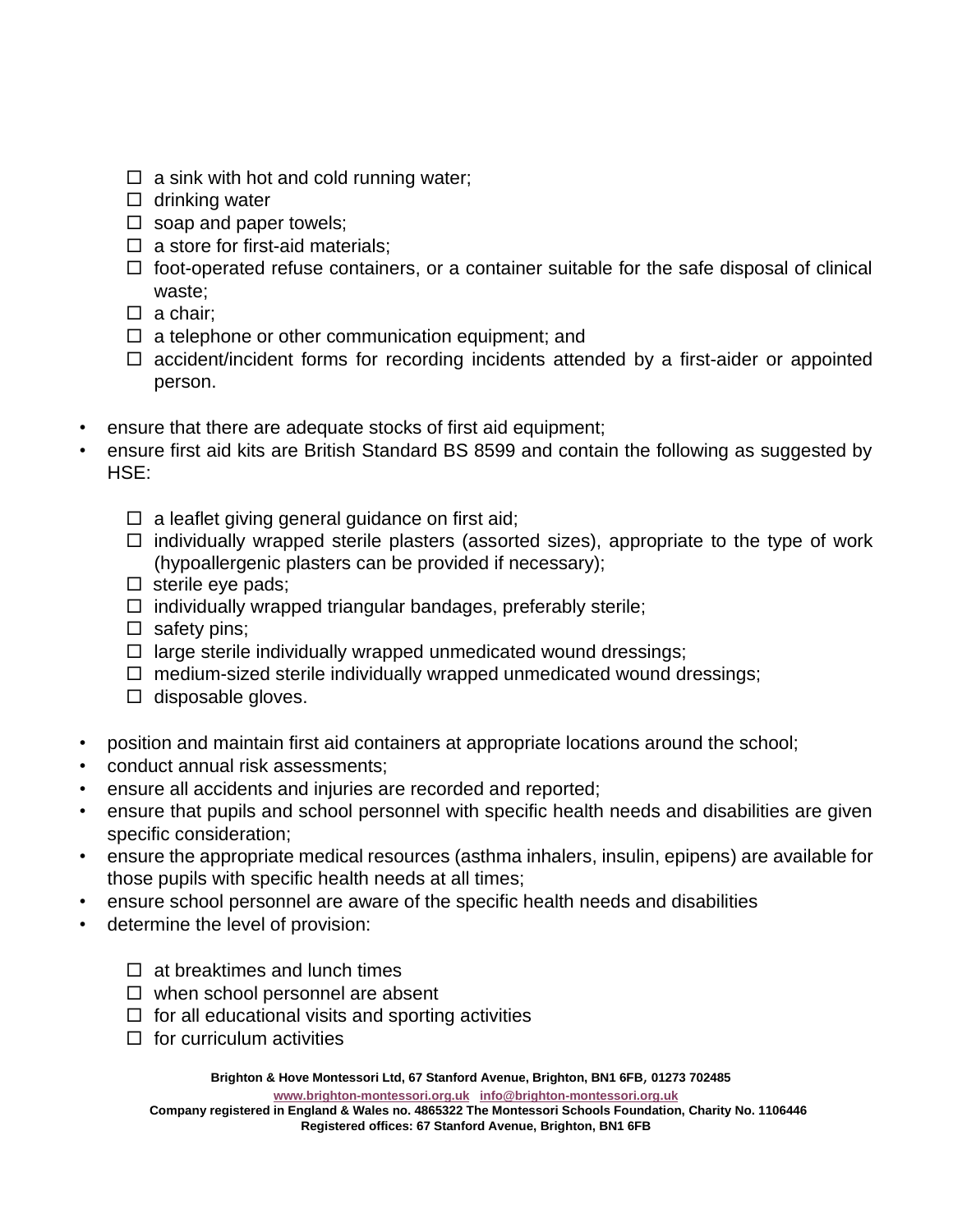- ☐ a sink with hot and cold running water;
- ☐ drinking water
- ☐ soap and paper towels;
- ☐ a store for first-aid materials;
- ☐ foot-operated refuse containers, or a container suitable for the safe disposal of clinical waste;
- ☐ a chair;
- ☐ a telephone or other communication equipment; and
- ☐ accident/incident forms for recording incidents attended by a first-aider or appointed person.

- ensure that there are adequate stocks of first aid equipment;
- ensure first aid kits are British Standard BS 8599 and contain the following as suggested by HSE:

  - ☐ a leaflet giving general guidance on first aid;
  - ☐ individually wrapped sterile plasters (assorted sizes), appropriate to the type of work (hypoallergenic plasters can be provided if necessary);
  - ☐ sterile eye pads;
  - ☐ individually wrapped triangular bandages, preferably sterile;
  - ☐ safety pins;
  - ☐ large sterile individually wrapped unmedicated wound dressings;
  - ☐ medium-sized sterile individually wrapped unmedicated wound dressings;
  - ☐ disposable gloves.

- position and maintain first aid containers at appropriate locations around the school;
- conduct annual risk assessments;
- ensure all accidents and injuries are recorded and reported;
- ensure that pupils and school personnel with specific health needs and disabilities are given specific consideration;
- ensure the appropriate medical resources (asthma inhalers, insulin, epipens) are available for those pupils with specific health needs at all times;
- ensure school personnel are aware of the specific health needs and disabilities
- determine the level of provision:

  - ☐ at breaktimes and lunch times
  - ☐ when school personnel are absent
  - ☐ for all educational visits and sporting activities
  - ☐ for curriculum activities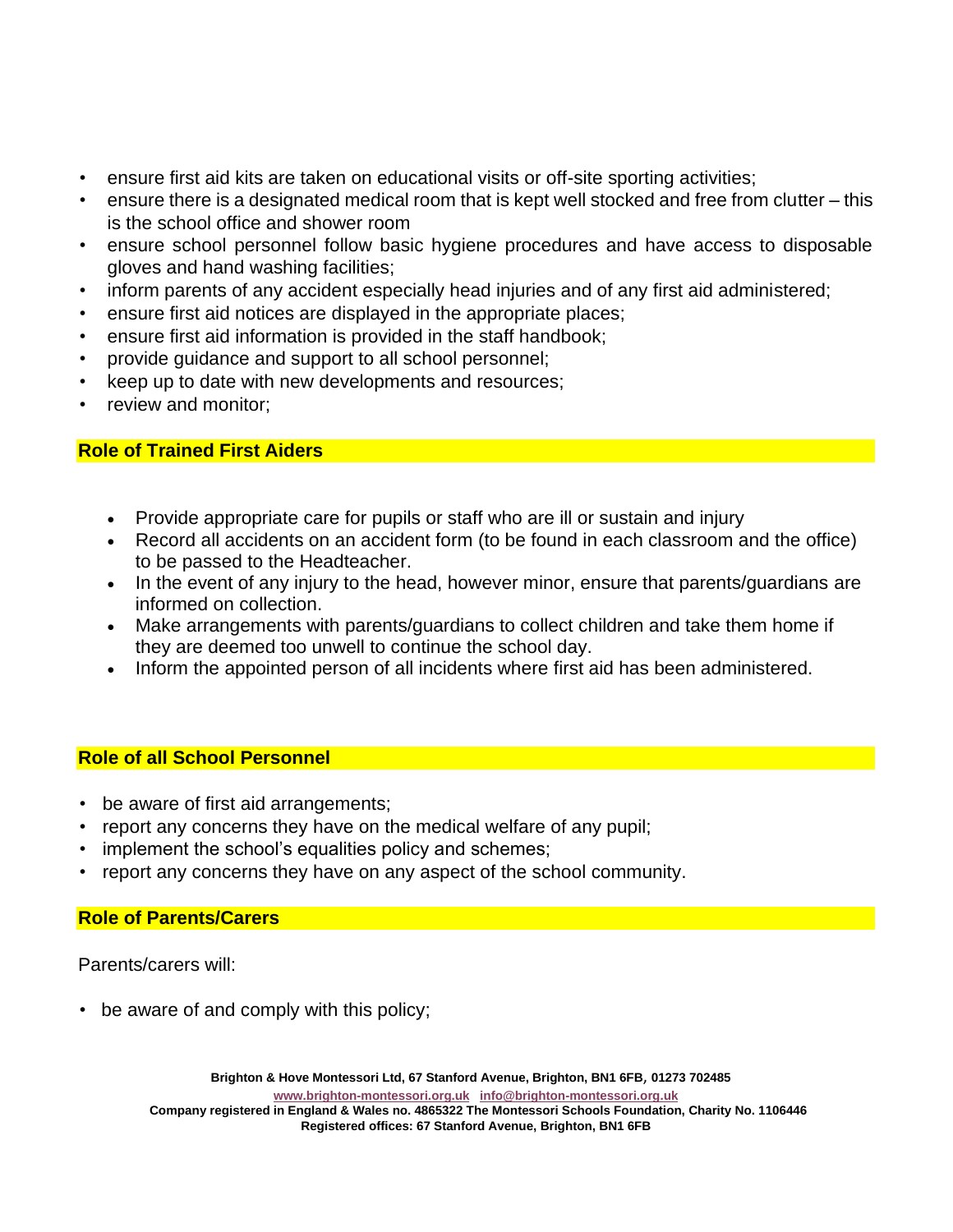- ensure first aid kits are taken on educational visits or off-site sporting activities;
- ensure there is a designated medical room that is kept well stocked and free from clutter – this is the school office and shower room
- ensure school personnel follow basic hygiene procedures and have access to disposable gloves and hand washing facilities;
- inform parents of any accident especially head injuries and of any first aid administered;
- ensure first aid notices are displayed in the appropriate places;
- ensure first aid information is provided in the staff handbook;
- provide guidance and support to all school personnel;
- keep up to date with new developments and resources;
- review and monitor;

## Role of Trained First Aiders

- Provide appropriate care for pupils or staff who are ill or sustain and injury
- Record all accidents on an accident form (to be found in each classroom and the office) to be passed to the Headteacher.
- In the event of any injury to the head, however minor, ensure that parents/guardians are informed on collection.
- Make arrangements with parents/guardians to collect children and take them home if they are deemed too unwell to continue the school day.
- Inform the appointed person of all incidents where first aid has been administered.

## Role of all School Personnel

- be aware of first aid arrangements;
- report any concerns they have on the medical welfare of any pupil;
- implement the school's equalities policy and schemes;
- report any concerns they have on any aspect of the school community.

## Role of Parents/Carers

Parents/carers will:

- be aware of and comply with this policy;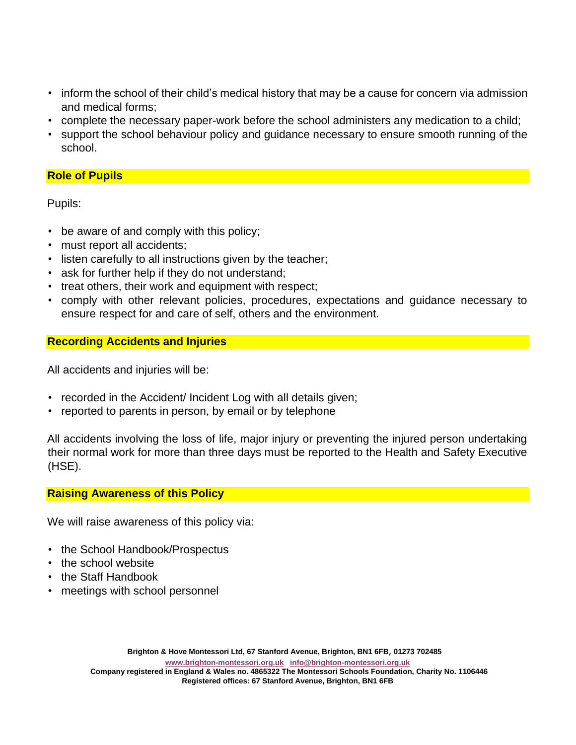- inform the school of their child's medical history that may be a cause for concern via admission and medical forms;
- complete the necessary paper-work before the school administers any medication to a child;
- support the school behaviour policy and guidance necessary to ensure smooth running of the school.

## Role of Pupils

Pupils:

- be aware of and comply with this policy;
- must report all accidents;
- listen carefully to all instructions given by the teacher;
- ask for further help if they do not understand;
- treat others, their work and equipment with respect;
- comply with other relevant policies, procedures, expectations and guidance necessary to ensure respect for and care of self, others and the environment.

## Recording Accidents and Injuries

All accidents and injuries will be:

- recorded in the Accident/ Incident Log with all details given;
- reported to parents in person, by email or by telephone

All accidents involving the loss of life, major injury or preventing the injured person undertaking their normal work for more than three days must be reported to the Health and Safety Executive (HSE).

## Raising Awareness of this Policy

We will raise awareness of this policy via:

- the School Handbook/Prospectus
- the school website
- the Staff Handbook
- meetings with school personnel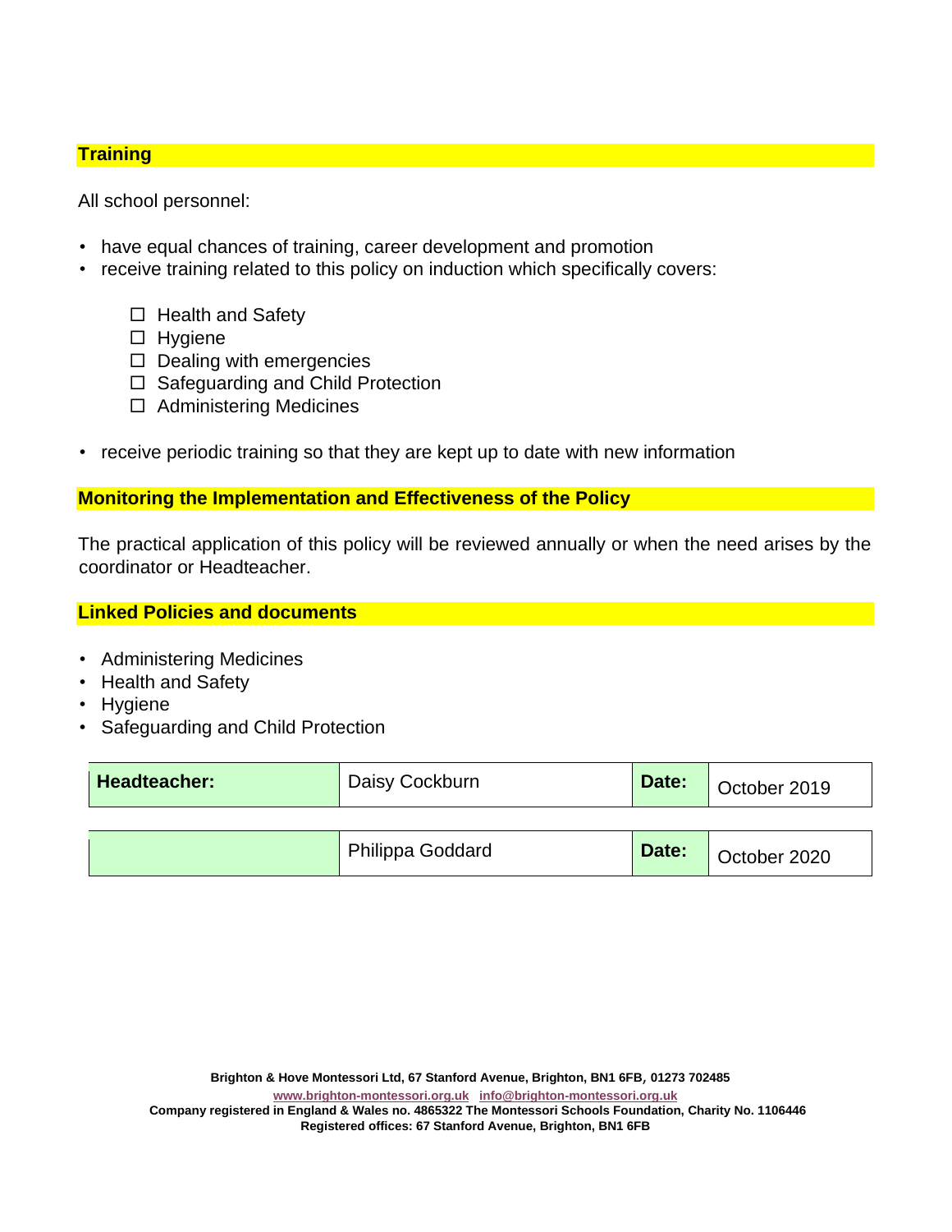## Training

All school personnel:

- have equal chances of training, career development and promotion
- receive training related to this policy on induction which specifically covers:

  - ☐ Health and Safety
  - ☐ Hygiene
  - ☐ Dealing with emergencies
  - ☐ Safeguarding and Child Protection
  - ☐ Administering Medicines

- receive periodic training so that they are kept up to date with new information

## Monitoring the Implementation and Effectiveness of the Policy

The practical application of this policy will be reviewed annually or when the need arises by the coordinator or Headteacher.

## Linked Policies and documents

- Administering Medicines
- Health and Safety
- Hygiene
- Safeguarding and Child Protection

| | | | |
|---|---|---|---|
| **Headteacher:** | Daisy Cockburn | **Date:** | October 2019 |
| | Philippa Goddard | **Date:** | October 2020 |

**Brighton & Hove Montessori Ltd, 67 Stanford Avenue, Brighton, BN1 6FB, 01273 702485**
**www.brighton-montessori.org.uk info@brighton-montessori.org.uk**
**Company registered in England & Wales no. 4865322 The Montessori Schools Foundation, Charity No. 1106446**
**Registered offices: 67 Stanford Avenue, Brighton, BN1 6FB**